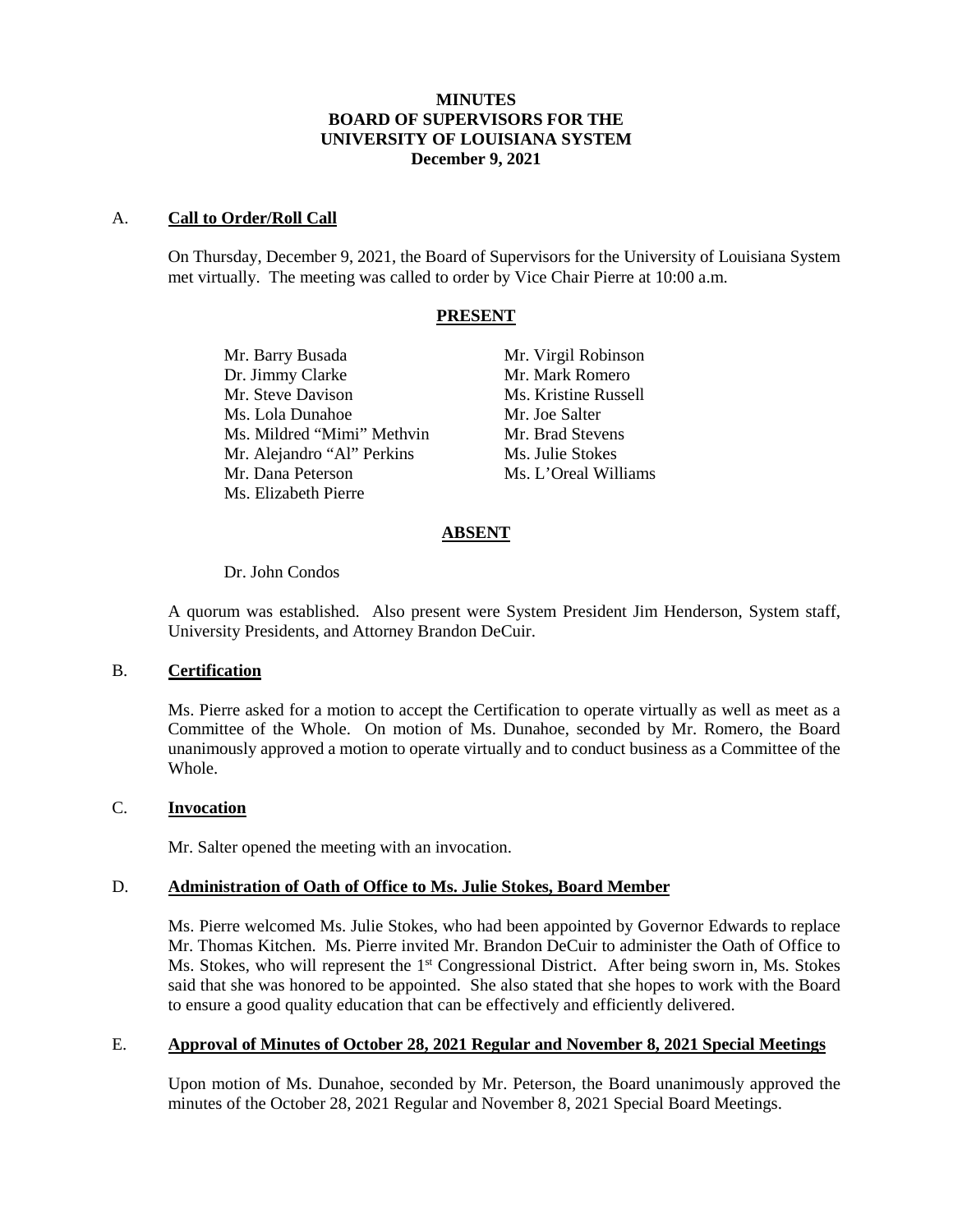# MINUTES
# BOARD OF SUPERVISORS FOR THE UNIVERSITY OF LOUISIANA SYSTEM
## December 9, 2021

A. **Call to Order/Roll Call**

On Thursday, December 9, 2021, the Board of Supervisors for the University of Louisiana System met virtually. The meeting was called to order by Vice Chair Pierre at 10:00 a.m.

**PRESENT**

Mr. Barry Busada
Dr. Jimmy Clarke
Mr. Steve Davison
Ms. Lola Dunahoe
Ms. Mildred "Mimi" Methvin
Mr. Alejandro "Al" Perkins
Mr. Dana Peterson
Ms. Elizabeth Pierre
Mr. Virgil Robinson
Mr. Mark Romero
Ms. Kristine Russell
Mr. Joe Salter
Mr. Brad Stevens
Ms. Julie Stokes
Ms. L'Oreal Williams

**ABSENT**

Dr. John Condos

A quorum was established. Also present were System President Jim Henderson, System staff, University Presidents, and Attorney Brandon DeCuir.

B. **Certification**

Ms. Pierre asked for a motion to accept the Certification to operate virtually as well as meet as a Committee of the Whole. On motion of Ms. Dunahoe, seconded by Mr. Romero, the Board unanimously approved a motion to operate virtually and to conduct business as a Committee of the Whole.

C. **Invocation**

Mr. Salter opened the meeting with an invocation.

D. **Administration of Oath of Office to Ms. Julie Stokes, Board Member**

Ms. Pierre welcomed Ms. Julie Stokes, who had been appointed by Governor Edwards to replace Mr. Thomas Kitchen. Ms. Pierre invited Mr. Brandon DeCuir to administer the Oath of Office to Ms. Stokes, who will represent the 1st Congressional District. After being sworn in, Ms. Stokes said that she was honored to be appointed. She also stated that she hopes to work with the Board to ensure a good quality education that can be effectively and efficiently delivered.

E. **Approval of Minutes of October 28, 2021 Regular and November 8, 2021 Special Meetings**

Upon motion of Ms. Dunahoe, seconded by Mr. Peterson, the Board unanimously approved the minutes of the October 28, 2021 Regular and November 8, 2021 Special Board Meetings.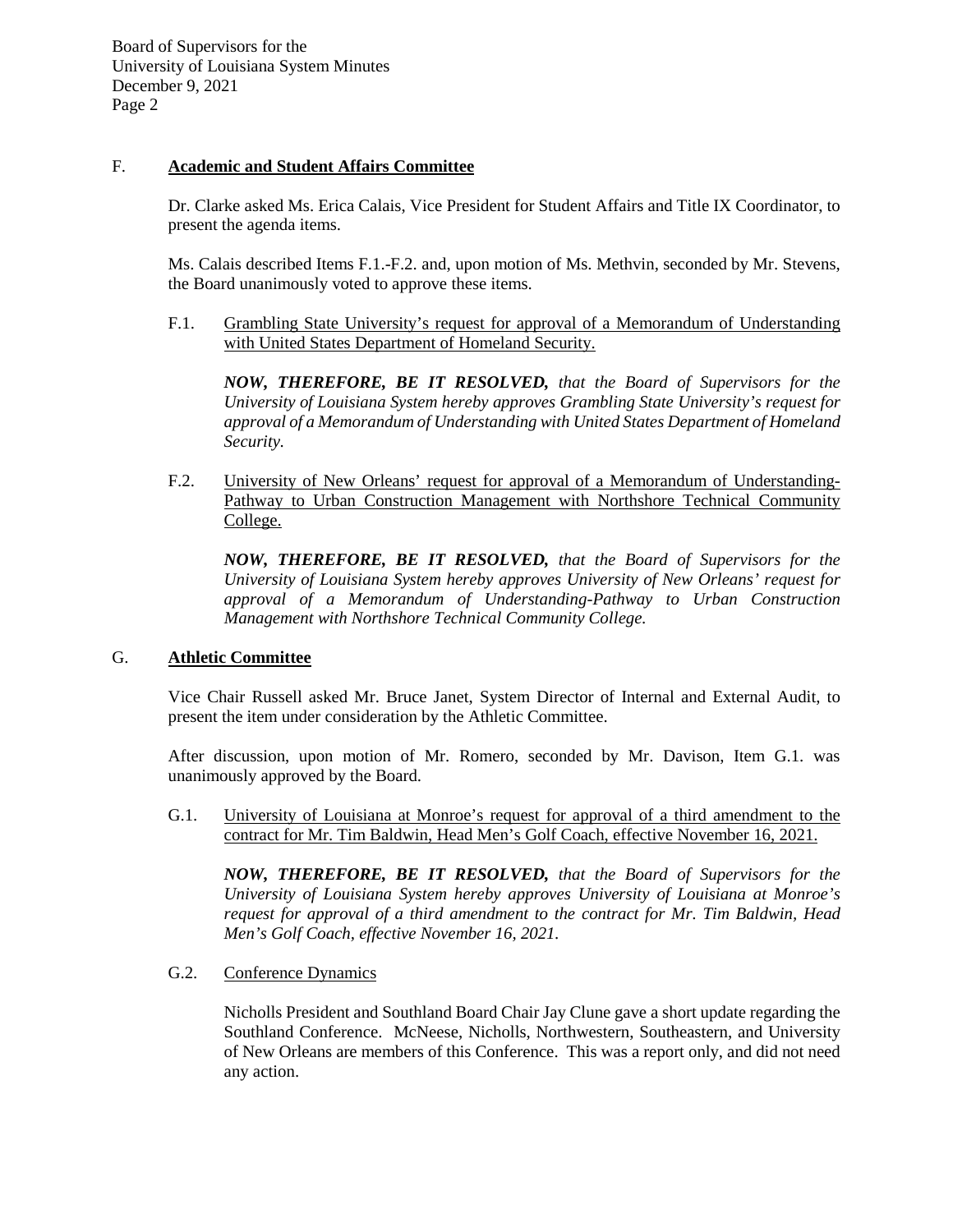## F. **Academic and Student Affairs Committee**

Dr. Clarke asked Ms. Erica Calais, Vice President for Student Affairs and Title IX Coordinator, to present the agenda items.

Ms. Calais described Items F.1.-F.2. and, upon motion of Ms. Methvin, seconded by Mr. Stevens, the Board unanimously voted to approve these items.

F.1. Grambling State University's request for approval of a Memorandum of Understanding with United States Department of Homeland Security.

> ***NOW, THEREFORE, BE IT RESOLVED,*** *that the Board of Supervisors for the University of Louisiana System hereby approves Grambling State University's request for approval of a Memorandum of Understanding with United States Department of Homeland Security.*

F.2. University of New Orleans' request for approval of a Memorandum of Understanding-Pathway to Urban Construction Management with Northshore Technical Community College.

> ***NOW, THEREFORE, BE IT RESOLVED,*** *that the Board of Supervisors for the University of Louisiana System hereby approves University of New Orleans' request for approval of a Memorandum of Understanding-Pathway to Urban Construction Management with Northshore Technical Community College.*

## G. **Athletic Committee**

Vice Chair Russell asked Mr. Bruce Janet, System Director of Internal and External Audit, to present the item under consideration by the Athletic Committee.

After discussion, upon motion of Mr. Romero, seconded by Mr. Davison, Item G.1. was unanimously approved by the Board.

G.1. University of Louisiana at Monroe's request for approval of a third amendment to the contract for Mr. Tim Baldwin, Head Men's Golf Coach, effective November 16, 2021.

> ***NOW, THEREFORE, BE IT RESOLVED,*** *that the Board of Supervisors for the University of Louisiana System hereby approves University of Louisiana at Monroe's request for approval of a third amendment to the contract for Mr. Tim Baldwin, Head Men's Golf Coach, effective November 16, 2021.*

G.2. Conference Dynamics

Nicholls President and Southland Board Chair Jay Clune gave a short update regarding the Southland Conference. McNeese, Nicholls, Northwestern, Southeastern, and University of New Orleans are members of this Conference. This was a report only, and did not need any action.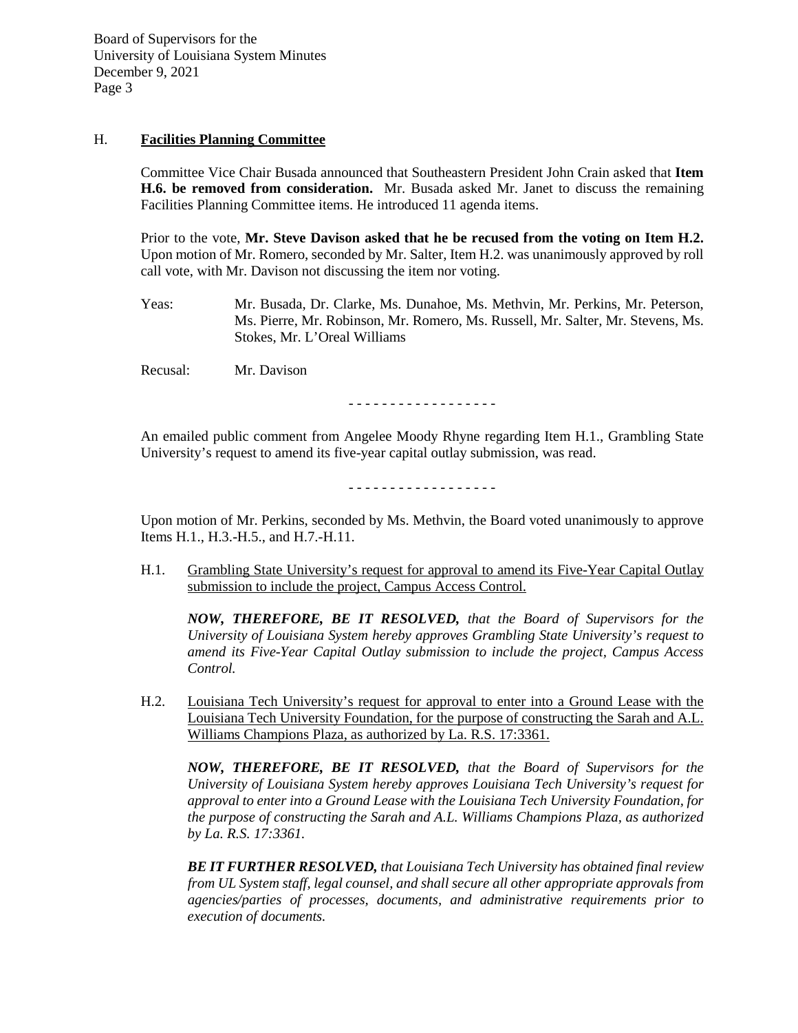## H. **Facilities Planning Committee**

Committee Vice Chair Busada announced that Southeastern President John Crain asked that **Item H.6. be removed from consideration.** Mr. Busada asked Mr. Janet to discuss the remaining Facilities Planning Committee items. He introduced 11 agenda items.

Prior to the vote, **Mr. Steve Davison asked that he be recused from the voting on Item H.2.** Upon motion of Mr. Romero, seconded by Mr. Salter, Item H.2. was unanimously approved by roll call vote, with Mr. Davison not discussing the item nor voting.

Yeas: Mr. Busada, Dr. Clarke, Ms. Dunahoe, Ms. Methvin, Mr. Perkins, Mr. Peterson, Ms. Pierre, Mr. Robinson, Mr. Romero, Ms. Russell, Mr. Salter, Mr. Stevens, Ms. Stokes, Mr. L'Oreal Williams

Recusal: Mr. Davison

- - - - - - - - - - - - - - - - - -

An emailed public comment from Angelee Moody Rhyne regarding Item H.1., Grambling State University's request to amend its five-year capital outlay submission, was read.

- - - - - - - - - - - - - - - - - -

Upon motion of Mr. Perkins, seconded by Ms. Methvin, the Board voted unanimously to approve Items H.1., H.3.-H.5., and H.7.-H.11.

H.1. <u>Grambling State University's request for approval to amend its Five-Year Capital Outlay submission to include the project, Campus Access Control.</u>

***NOW, THEREFORE, BE IT RESOLVED,*** *that the Board of Supervisors for the University of Louisiana System hereby approves Grambling State University's request to amend its Five-Year Capital Outlay submission to include the project, Campus Access Control.*

H.2. <u>Louisiana Tech University's request for approval to enter into a Ground Lease with the Louisiana Tech University Foundation, for the purpose of constructing the Sarah and A.L. Williams Champions Plaza, as authorized by La. R.S. 17:3361.</u>

***NOW, THEREFORE, BE IT RESOLVED,*** *that the Board of Supervisors for the University of Louisiana System hereby approves Louisiana Tech University's request for approval to enter into a Ground Lease with the Louisiana Tech University Foundation, for the purpose of constructing the Sarah and A.L. Williams Champions Plaza, as authorized by La. R.S. 17:3361.*

***BE IT FURTHER RESOLVED,*** *that Louisiana Tech University has obtained final review from UL System staff, legal counsel, and shall secure all other appropriate approvals from agencies/parties of processes, documents, and administrative requirements prior to execution of documents.*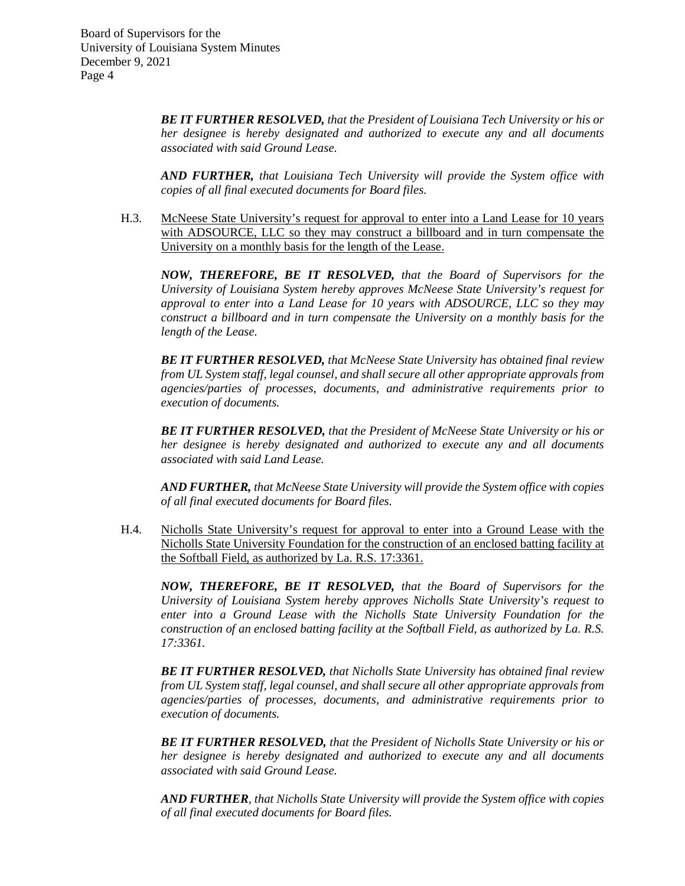***BE IT FURTHER RESOLVED,*** *that the President of Louisiana Tech University or his or her designee is hereby designated and authorized to execute any and all documents associated with said Ground Lease.*

***AND FURTHER,*** *that Louisiana Tech University will provide the System office with copies of all final executed documents for Board files.*

H.3. <u>McNeese State University's request for approval to enter into a Land Lease for 10 years with ADSOURCE, LLC so they may construct a billboard and in turn compensate the University on a monthly basis for the length of the Lease.</u>

***NOW, THEREFORE, BE IT RESOLVED,*** *that the Board of Supervisors for the University of Louisiana System hereby approves McNeese State University's request for approval to enter into a Land Lease for 10 years with ADSOURCE, LLC so they may construct a billboard and in turn compensate the University on a monthly basis for the length of the Lease.*

***BE IT FURTHER RESOLVED,*** *that McNeese State University has obtained final review from UL System staff, legal counsel, and shall secure all other appropriate approvals from agencies/parties of processes, documents, and administrative requirements prior to execution of documents.*

***BE IT FURTHER RESOLVED,*** *that the President of McNeese State University or his or her designee is hereby designated and authorized to execute any and all documents associated with said Land Lease.*

***AND FURTHER,*** *that McNeese State University will provide the System office with copies of all final executed documents for Board files.*

H.4. <u>Nicholls State University's request for approval to enter into a Ground Lease with the Nicholls State University Foundation for the construction of an enclosed batting facility at the Softball Field, as authorized by La. R.S. 17:3361.</u>

***NOW, THEREFORE, BE IT RESOLVED,*** *that the Board of Supervisors for the University of Louisiana System hereby approves Nicholls State University's request to enter into a Ground Lease with the Nicholls State University Foundation for the construction of an enclosed batting facility at the Softball Field, as authorized by La. R.S. 17:3361.*

***BE IT FURTHER RESOLVED,*** *that Nicholls State University has obtained final review from UL System staff, legal counsel, and shall secure all other appropriate approvals from agencies/parties of processes, documents, and administrative requirements prior to execution of documents.*

***BE IT FURTHER RESOLVED,*** *that the President of Nicholls State University or his or her designee is hereby designated and authorized to execute any and all documents associated with said Ground Lease.*

***AND FURTHER****, that Nicholls State University will provide the System office with copies of all final executed documents for Board files.*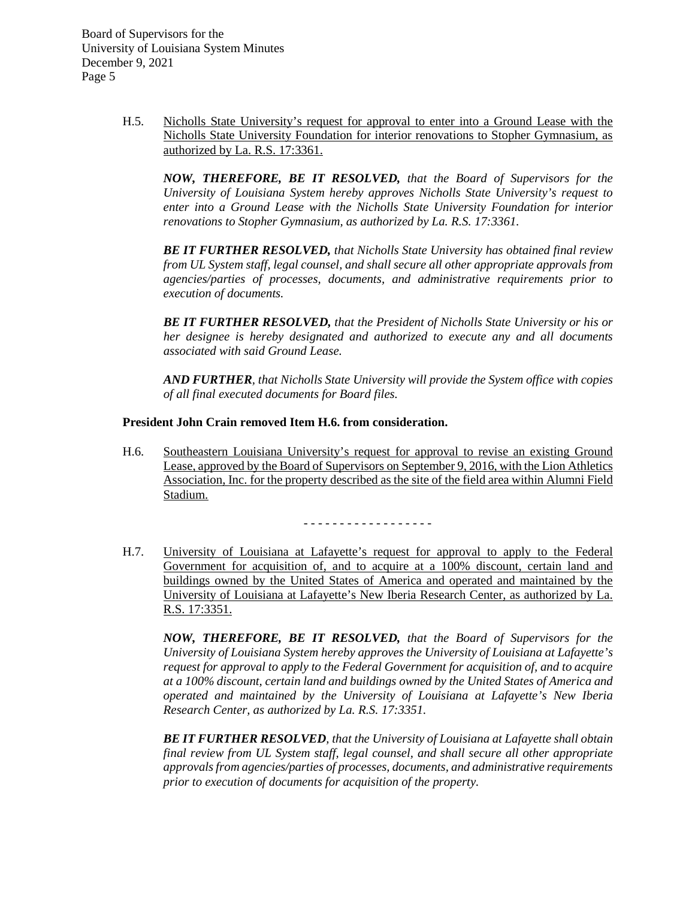H.5. Nicholls State University's request for approval to enter into a Ground Lease with the Nicholls State University Foundation for interior renovations to Stopher Gymnasium, as authorized by La. R.S. 17:3361.

***NOW, THEREFORE, BE IT RESOLVED,*** *that the Board of Supervisors for the University of Louisiana System hereby approves Nicholls State University's request to enter into a Ground Lease with the Nicholls State University Foundation for interior renovations to Stopher Gymnasium, as authorized by La. R.S. 17:3361.*

***BE IT FURTHER RESOLVED,*** *that Nicholls State University has obtained final review from UL System staff, legal counsel, and shall secure all other appropriate approvals from agencies/parties of processes, documents, and administrative requirements prior to execution of documents.*

***BE IT FURTHER RESOLVED,*** *that the President of Nicholls State University or his or her designee is hereby designated and authorized to execute any and all documents associated with said Ground Lease.*

***AND FURTHER****, that Nicholls State University will provide the System office with copies of all final executed documents for Board files.*

**President John Crain removed Item H.6. from consideration.**

H.6. Southeastern Louisiana University's request for approval to revise an existing Ground Lease, approved by the Board of Supervisors on September 9, 2016, with the Lion Athletics Association, Inc. for the property described as the site of the field area within Alumni Field Stadium.

- - - - - - - - - - - - - - - - - -

H.7. University of Louisiana at Lafayette's request for approval to apply to the Federal Government for acquisition of, and to acquire at a 100% discount, certain land and buildings owned by the United States of America and operated and maintained by the University of Louisiana at Lafayette's New Iberia Research Center, as authorized by La. R.S. 17:3351.

***NOW, THEREFORE, BE IT RESOLVED,*** *that the Board of Supervisors for the University of Louisiana System hereby approves the University of Louisiana at Lafayette's request for approval to apply to the Federal Government for acquisition of, and to acquire at a 100% discount, certain land and buildings owned by the United States of America and operated and maintained by the University of Louisiana at Lafayette's New Iberia Research Center, as authorized by La. R.S. 17:3351.*

***BE IT FURTHER RESOLVED****, that the University of Louisiana at Lafayette shall obtain final review from UL System staff, legal counsel, and shall secure all other appropriate approvals from agencies/parties of processes, documents, and administrative requirements prior to execution of documents for acquisition of the property.*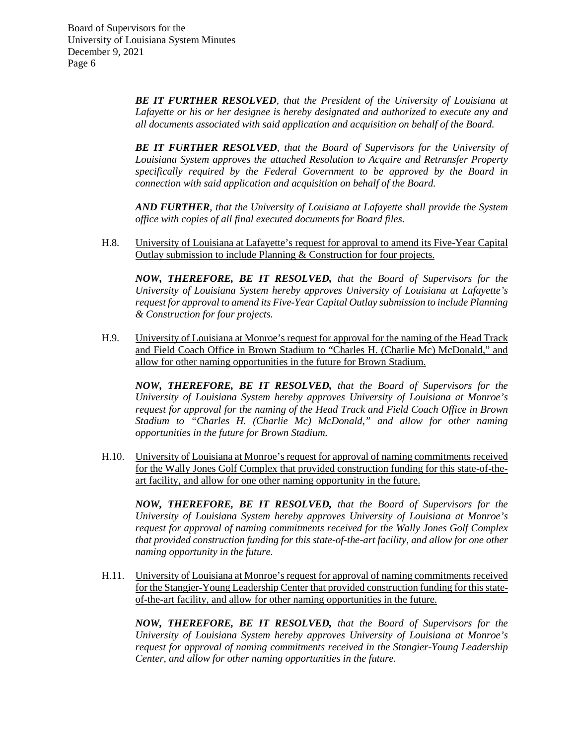***BE IT FURTHER RESOLVED**, that the President of the University of Louisiana at Lafayette or his or her designee is hereby designated and authorized to execute any and all documents associated with said application and acquisition on behalf of the Board.*

***BE IT FURTHER RESOLVED**, that the Board of Supervisors for the University of Louisiana System approves the attached Resolution to Acquire and Retransfer Property specifically required by the Federal Government to be approved by the Board in connection with said application and acquisition on behalf of the Board.*

***AND FURTHER**, that the University of Louisiana at Lafayette shall provide the System office with copies of all final executed documents for Board files.*

H.8. <u>University of Louisiana at Lafayette's request for approval to amend its Five-Year Capital Outlay submission to include Planning & Construction for four projects.</u>

***NOW, THEREFORE, BE IT RESOLVED,** that the Board of Supervisors for the University of Louisiana System hereby approves University of Louisiana at Lafayette's request for approval to amend its Five-Year Capital Outlay submission to include Planning & Construction for four projects.*

H.9. <u>University of Louisiana at Monroe's request for approval for the naming of the Head Track and Field Coach Office in Brown Stadium to "Charles H. (Charlie Mc) McDonald," and allow for other naming opportunities in the future for Brown Stadium.</u>

***NOW, THEREFORE, BE IT RESOLVED,** that the Board of Supervisors for the University of Louisiana System hereby approves University of Louisiana at Monroe's request for approval for the naming of the Head Track and Field Coach Office in Brown Stadium to "Charles H. (Charlie Mc) McDonald," and allow for other naming opportunities in the future for Brown Stadium.*

H.10. <u>University of Louisiana at Monroe's request for approval of naming commitments received for the Wally Jones Golf Complex that provided construction funding for this state-of-the-art facility, and allow for one other naming opportunity in the future.</u>

***NOW, THEREFORE, BE IT RESOLVED,** that the Board of Supervisors for the University of Louisiana System hereby approves University of Louisiana at Monroe's request for approval of naming commitments received for the Wally Jones Golf Complex that provided construction funding for this state-of-the-art facility, and allow for one other naming opportunity in the future.*

H.11. <u>University of Louisiana at Monroe's request for approval of naming commitments received for the Stangier-Young Leadership Center that provided construction funding for this state-of-the-art facility, and allow for other naming opportunities in the future.</u>

***NOW, THEREFORE, BE IT RESOLVED,** that the Board of Supervisors for the University of Louisiana System hereby approves University of Louisiana at Monroe's request for approval of naming commitments received in the Stangier-Young Leadership Center, and allow for other naming opportunities in the future.*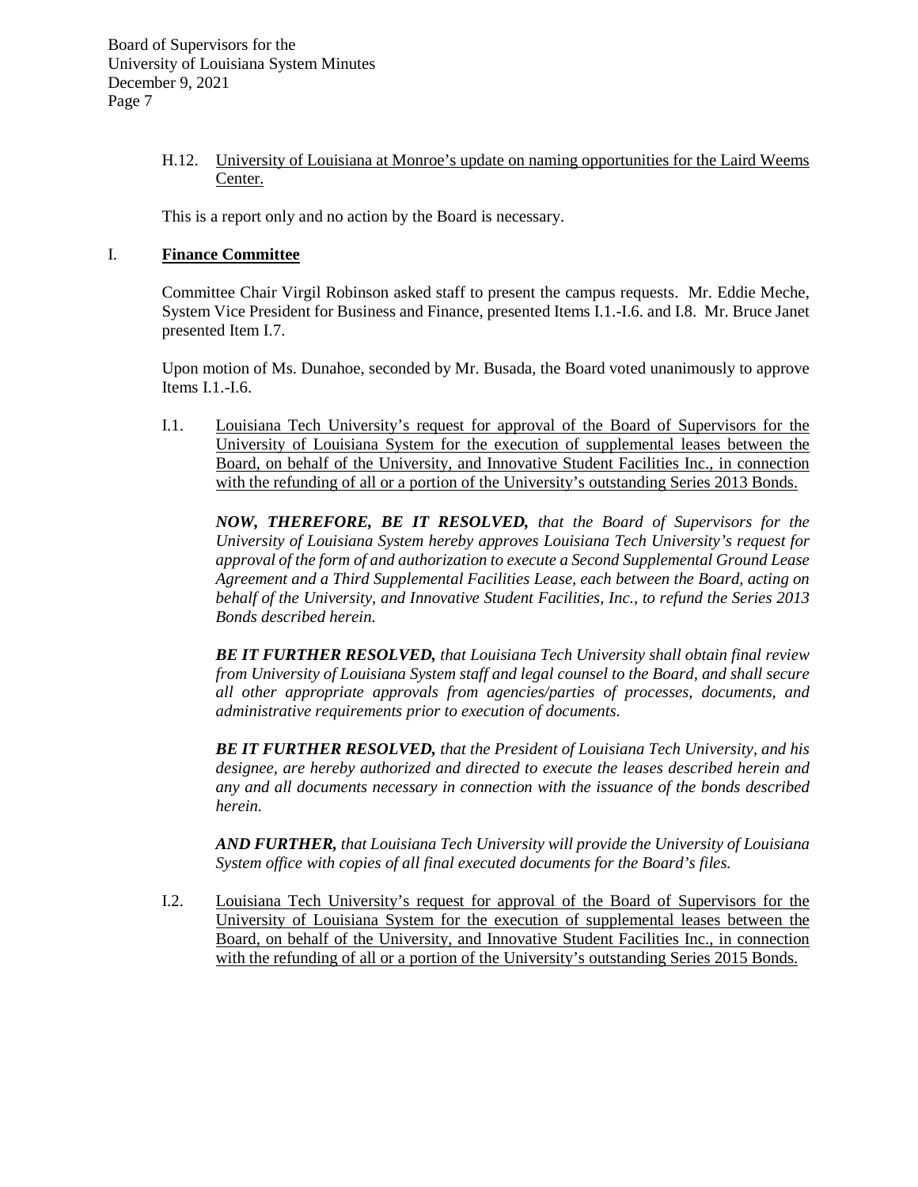H.12. University of Louisiana at Monroe's update on naming opportunities for the Laird Weems Center.

This is a report only and no action by the Board is necessary.

## I. **Finance Committee**

Committee Chair Virgil Robinson asked staff to present the campus requests. Mr. Eddie Meche, System Vice President for Business and Finance, presented Items I.1.-I.6. and I.8. Mr. Bruce Janet presented Item I.7.

Upon motion of Ms. Dunahoe, seconded by Mr. Busada, the Board voted unanimously to approve Items I.1.-I.6.

I.1. Louisiana Tech University's request for approval of the Board of Supervisors for the University of Louisiana System for the execution of supplemental leases between the Board, on behalf of the University, and Innovative Student Facilities Inc., in connection with the refunding of all or a portion of the University's outstanding Series 2013 Bonds.

***NOW, THEREFORE, BE IT RESOLVED,*** *that the Board of Supervisors for the University of Louisiana System hereby approves Louisiana Tech University's request for approval of the form of and authorization to execute a Second Supplemental Ground Lease Agreement and a Third Supplemental Facilities Lease, each between the Board, acting on behalf of the University, and Innovative Student Facilities, Inc., to refund the Series 2013 Bonds described herein.*

***BE IT FURTHER RESOLVED,*** *that Louisiana Tech University shall obtain final review from University of Louisiana System staff and legal counsel to the Board, and shall secure all other appropriate approvals from agencies/parties of processes, documents, and administrative requirements prior to execution of documents.*

***BE IT FURTHER RESOLVED,*** *that the President of Louisiana Tech University, and his designee, are hereby authorized and directed to execute the leases described herein and any and all documents necessary in connection with the issuance of the bonds described herein.*

***AND FURTHER,*** *that Louisiana Tech University will provide the University of Louisiana System office with copies of all final executed documents for the Board's files.*

I.2. Louisiana Tech University's request for approval of the Board of Supervisors for the University of Louisiana System for the execution of supplemental leases between the Board, on behalf of the University, and Innovative Student Facilities Inc., in connection with the refunding of all or a portion of the University's outstanding Series 2015 Bonds.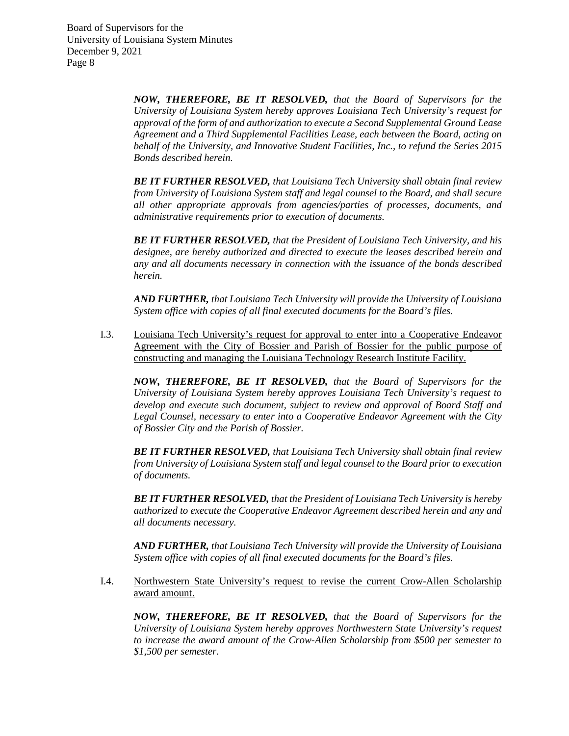***NOW, THEREFORE, BE IT RESOLVED,*** *that the Board of Supervisors for the University of Louisiana System hereby approves Louisiana Tech University's request for approval of the form of and authorization to execute a Second Supplemental Ground Lease Agreement and a Third Supplemental Facilities Lease, each between the Board, acting on behalf of the University, and Innovative Student Facilities, Inc., to refund the Series 2015 Bonds described herein.*

***BE IT FURTHER RESOLVED,*** *that Louisiana Tech University shall obtain final review from University of Louisiana System staff and legal counsel to the Board, and shall secure all other appropriate approvals from agencies/parties of processes, documents, and administrative requirements prior to execution of documents.*

***BE IT FURTHER RESOLVED,*** *that the President of Louisiana Tech University, and his designee, are hereby authorized and directed to execute the leases described herein and any and all documents necessary in connection with the issuance of the bonds described herein.*

***AND FURTHER,*** *that Louisiana Tech University will provide the University of Louisiana System office with copies of all final executed documents for the Board's files.*

I.3. <u>Louisiana Tech University's request for approval to enter into a Cooperative Endeavor Agreement with the City of Bossier and Parish of Bossier for the public purpose of constructing and managing the Louisiana Technology Research Institute Facility.</u>

***NOW, THEREFORE, BE IT RESOLVED,*** *that the Board of Supervisors for the University of Louisiana System hereby approves Louisiana Tech University's request to develop and execute such document, subject to review and approval of Board Staff and Legal Counsel, necessary to enter into a Cooperative Endeavor Agreement with the City of Bossier City and the Parish of Bossier.*

***BE IT FURTHER RESOLVED,*** *that Louisiana Tech University shall obtain final review from University of Louisiana System staff and legal counsel to the Board prior to execution of documents.*

***BE IT FURTHER RESOLVED,*** *that the President of Louisiana Tech University is hereby authorized to execute the Cooperative Endeavor Agreement described herein and any and all documents necessary.*

***AND FURTHER,*** *that Louisiana Tech University will provide the University of Louisiana System office with copies of all final executed documents for the Board's files.*

I.4. <u>Northwestern State University's request to revise the current Crow-Allen Scholarship award amount.</u>

***NOW, THEREFORE, BE IT RESOLVED,*** *that the Board of Supervisors for the University of Louisiana System hereby approves Northwestern State University's request to increase the award amount of the Crow-Allen Scholarship from $500 per semester to $1,500 per semester.*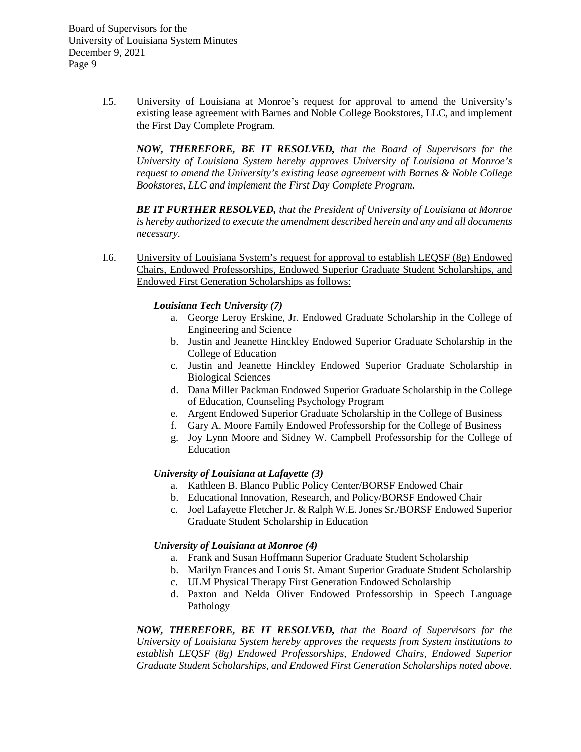I.5. <u>University of Louisiana at Monroe's request for approval to amend the University's existing lease agreement with Barnes and Noble College Bookstores, LLC, and implement the First Day Complete Program.</u>

***NOW, THEREFORE, BE IT RESOLVED,*** *that the Board of Supervisors for the University of Louisiana System hereby approves University of Louisiana at Monroe's request to amend the University's existing lease agreement with Barnes & Noble College Bookstores, LLC and implement the First Day Complete Program.*

***BE IT FURTHER RESOLVED,*** *that the President of University of Louisiana at Monroe is hereby authorized to execute the amendment described herein and any and all documents necessary.*

I.6. <u>University of Louisiana System's request for approval to establish LEQSF (8g) Endowed Chairs, Endowed Professorships, Endowed Superior Graduate Student Scholarships, and Endowed First Generation Scholarships as follows:</u>

***Louisiana Tech University (7)***

a. George Leroy Erskine, Jr. Endowed Graduate Scholarship in the College of Engineering and Science
b. Justin and Jeanette Hinckley Endowed Superior Graduate Scholarship in the College of Education
c. Justin and Jeanette Hinckley Endowed Superior Graduate Scholarship in Biological Sciences
d. Dana Miller Packman Endowed Superior Graduate Scholarship in the College of Education, Counseling Psychology Program
e. Argent Endowed Superior Graduate Scholarship in the College of Business
f. Gary A. Moore Family Endowed Professorship for the College of Business
g. Joy Lynn Moore and Sidney W. Campbell Professorship for the College of Education

***University of Louisiana at Lafayette (3)***

a. Kathleen B. Blanco Public Policy Center/BORSF Endowed Chair
b. Educational Innovation, Research, and Policy/BORSF Endowed Chair
c. Joel Lafayette Fletcher Jr. & Ralph W.E. Jones Sr./BORSF Endowed Superior Graduate Student Scholarship in Education

***University of Louisiana at Monroe (4)***

a. Frank and Susan Hoffmann Superior Graduate Student Scholarship
b. Marilyn Frances and Louis St. Amant Superior Graduate Student Scholarship
c. ULM Physical Therapy First Generation Endowed Scholarship
d. Paxton and Nelda Oliver Endowed Professorship in Speech Language Pathology

***NOW, THEREFORE, BE IT RESOLVED,*** *that the Board of Supervisors for the University of Louisiana System hereby approves the requests from System institutions to establish LEQSF (8g) Endowed Professorships, Endowed Chairs, Endowed Superior Graduate Student Scholarships, and Endowed First Generation Scholarships noted above.*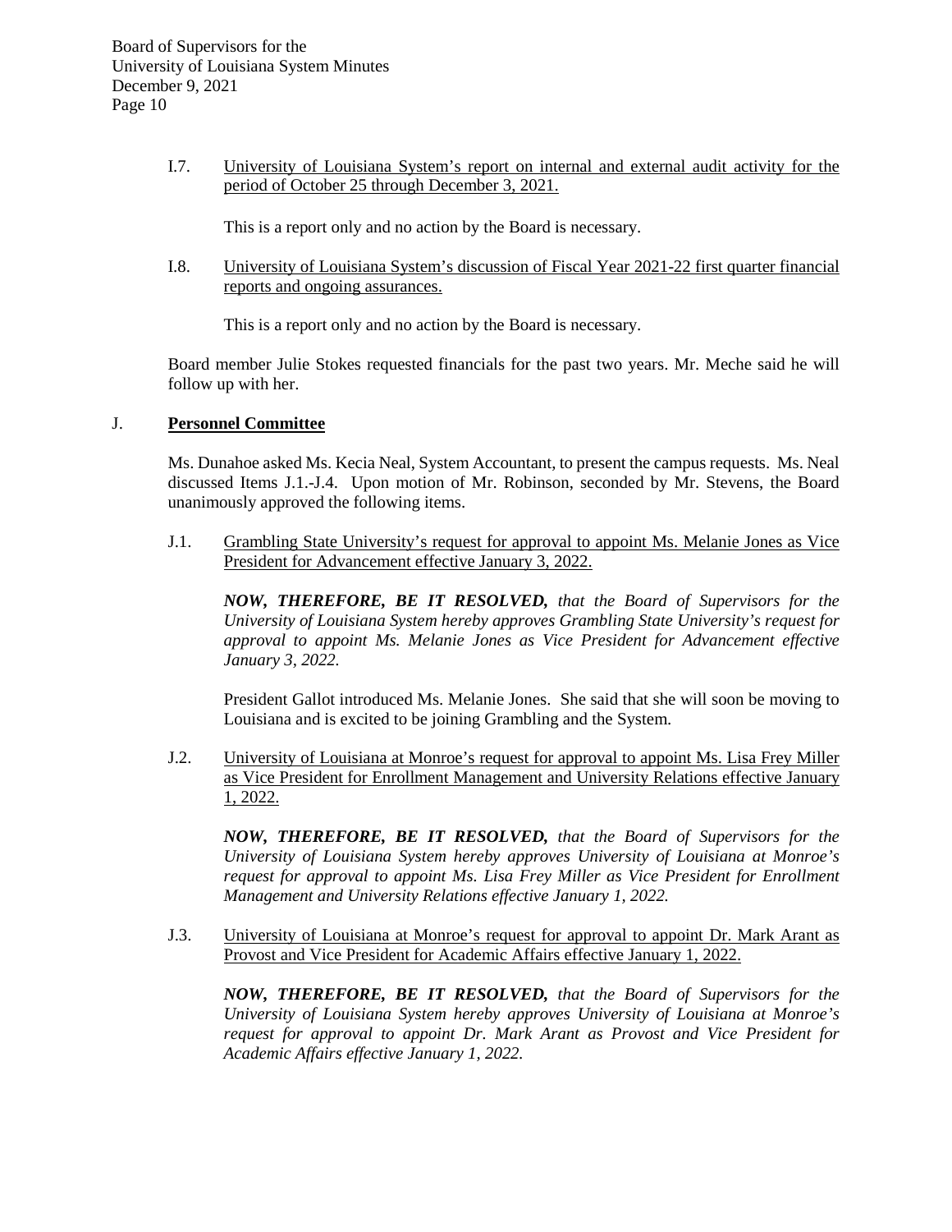I.7. University of Louisiana System's report on internal and external audit activity for the period of October 25 through December 3, 2021.

This is a report only and no action by the Board is necessary.

I.8. University of Louisiana System's discussion of Fiscal Year 2021-22 first quarter financial reports and ongoing assurances.

This is a report only and no action by the Board is necessary.

Board member Julie Stokes requested financials for the past two years. Mr. Meche said he will follow up with her.

## J. Personnel Committee

Ms. Dunahoe asked Ms. Kecia Neal, System Accountant, to present the campus requests. Ms. Neal discussed Items J.1.-J.4. Upon motion of Mr. Robinson, seconded by Mr. Stevens, the Board unanimously approved the following items.

J.1. Grambling State University's request for approval to appoint Ms. Melanie Jones as Vice President for Advancement effective January 3, 2022.

***NOW, THEREFORE, BE IT RESOLVED,*** *that the Board of Supervisors for the University of Louisiana System hereby approves Grambling State University's request for approval to appoint Ms. Melanie Jones as Vice President for Advancement effective January 3, 2022.*

President Gallot introduced Ms. Melanie Jones. She said that she will soon be moving to Louisiana and is excited to be joining Grambling and the System.

J.2. University of Louisiana at Monroe's request for approval to appoint Ms. Lisa Frey Miller as Vice President for Enrollment Management and University Relations effective January 1, 2022.

***NOW, THEREFORE, BE IT RESOLVED,*** *that the Board of Supervisors for the University of Louisiana System hereby approves University of Louisiana at Monroe's request for approval to appoint Ms. Lisa Frey Miller as Vice President for Enrollment Management and University Relations effective January 1, 2022.*

J.3. University of Louisiana at Monroe's request for approval to appoint Dr. Mark Arant as Provost and Vice President for Academic Affairs effective January 1, 2022.

***NOW, THEREFORE, BE IT RESOLVED,*** *that the Board of Supervisors for the University of Louisiana System hereby approves University of Louisiana at Monroe's request for approval to appoint Dr. Mark Arant as Provost and Vice President for Academic Affairs effective January 1, 2022.*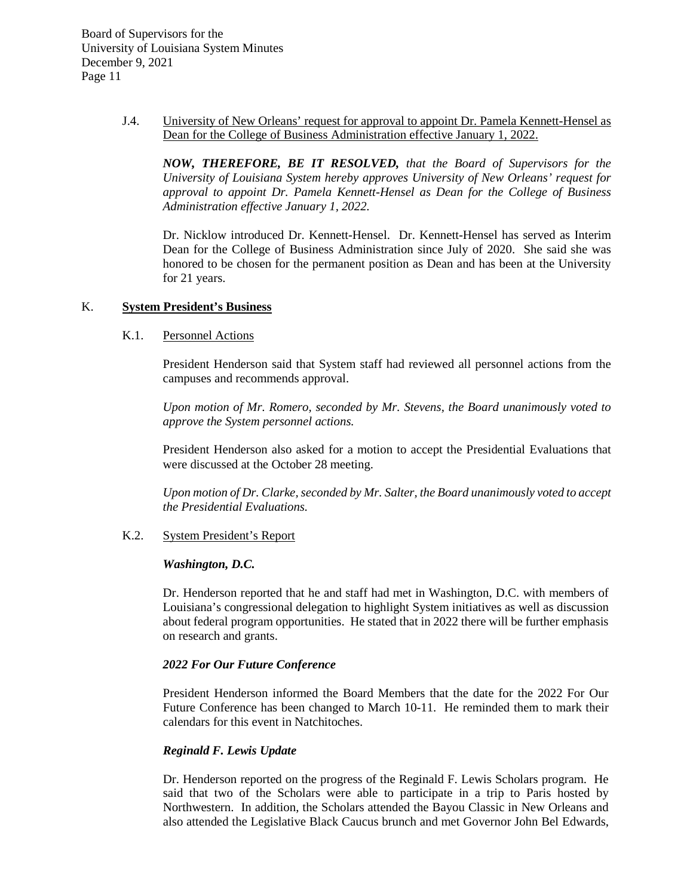J.4. University of New Orleans' request for approval to appoint Dr. Pamela Kennett-Hensel as Dean for the College of Business Administration effective January 1, 2022.

***NOW, THEREFORE, BE IT RESOLVED,*** *that the Board of Supervisors for the University of Louisiana System hereby approves University of New Orleans' request for approval to appoint Dr. Pamela Kennett-Hensel as Dean for the College of Business Administration effective January 1, 2022.*

Dr. Nicklow introduced Dr. Kennett-Hensel. Dr. Kennett-Hensel has served as Interim Dean for the College of Business Administration since July of 2020. She said she was honored to be chosen for the permanent position as Dean and has been at the University for 21 years.

## K. System President's Business

### K.1. Personnel Actions

President Henderson said that System staff had reviewed all personnel actions from the campuses and recommends approval.

*Upon motion of Mr. Romero, seconded by Mr. Stevens, the Board unanimously voted to approve the System personnel actions.*

President Henderson also asked for a motion to accept the Presidential Evaluations that were discussed at the October 28 meeting.

*Upon motion of Dr. Clarke, seconded by Mr. Salter, the Board unanimously voted to accept the Presidential Evaluations.*

### K.2. System President's Report

***Washington, D.C.***

Dr. Henderson reported that he and staff had met in Washington, D.C. with members of Louisiana's congressional delegation to highlight System initiatives as well as discussion about federal program opportunities. He stated that in 2022 there will be further emphasis on research and grants.

***2022 For Our Future Conference***

President Henderson informed the Board Members that the date for the 2022 For Our Future Conference has been changed to March 10-11. He reminded them to mark their calendars for this event in Natchitoches.

***Reginald F. Lewis Update***

Dr. Henderson reported on the progress of the Reginald F. Lewis Scholars program. He said that two of the Scholars were able to participate in a trip to Paris hosted by Northwestern. In addition, the Scholars attended the Bayou Classic in New Orleans and also attended the Legislative Black Caucus brunch and met Governor John Bel Edwards,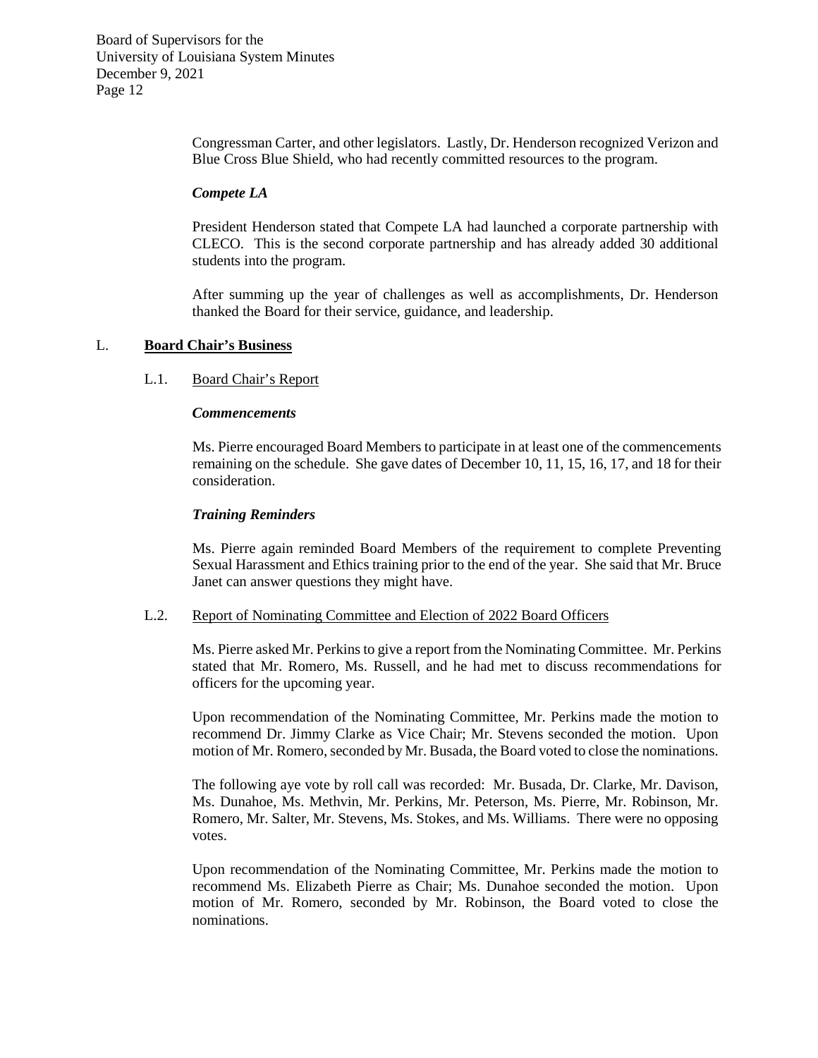Congressman Carter, and other legislators. Lastly, Dr. Henderson recognized Verizon and Blue Cross Blue Shield, who had recently committed resources to the program.

***Compete LA***

President Henderson stated that Compete LA had launched a corporate partnership with CLECO. This is the second corporate partnership and has already added 30 additional students into the program.

After summing up the year of challenges as well as accomplishments, Dr. Henderson thanked the Board for their service, guidance, and leadership.

## L. **Board Chair's Business**

### L.1. Board Chair's Report

***Commencements***

Ms. Pierre encouraged Board Members to participate in at least one of the commencements remaining on the schedule. She gave dates of December 10, 11, 15, 16, 17, and 18 for their consideration.

***Training Reminders***

Ms. Pierre again reminded Board Members of the requirement to complete Preventing Sexual Harassment and Ethics training prior to the end of the year. She said that Mr. Bruce Janet can answer questions they might have.

### L.2. Report of Nominating Committee and Election of 2022 Board Officers

Ms. Pierre asked Mr. Perkins to give a report from the Nominating Committee. Mr. Perkins stated that Mr. Romero, Ms. Russell, and he had met to discuss recommendations for officers for the upcoming year.

Upon recommendation of the Nominating Committee, Mr. Perkins made the motion to recommend Dr. Jimmy Clarke as Vice Chair; Mr. Stevens seconded the motion. Upon motion of Mr. Romero, seconded by Mr. Busada, the Board voted to close the nominations.

The following aye vote by roll call was recorded: Mr. Busada, Dr. Clarke, Mr. Davison, Ms. Dunahoe, Ms. Methvin, Mr. Perkins, Mr. Peterson, Ms. Pierre, Mr. Robinson, Mr. Romero, Mr. Salter, Mr. Stevens, Ms. Stokes, and Ms. Williams. There were no opposing votes.

Upon recommendation of the Nominating Committee, Mr. Perkins made the motion to recommend Ms. Elizabeth Pierre as Chair; Ms. Dunahoe seconded the motion. Upon motion of Mr. Romero, seconded by Mr. Robinson, the Board voted to close the nominations.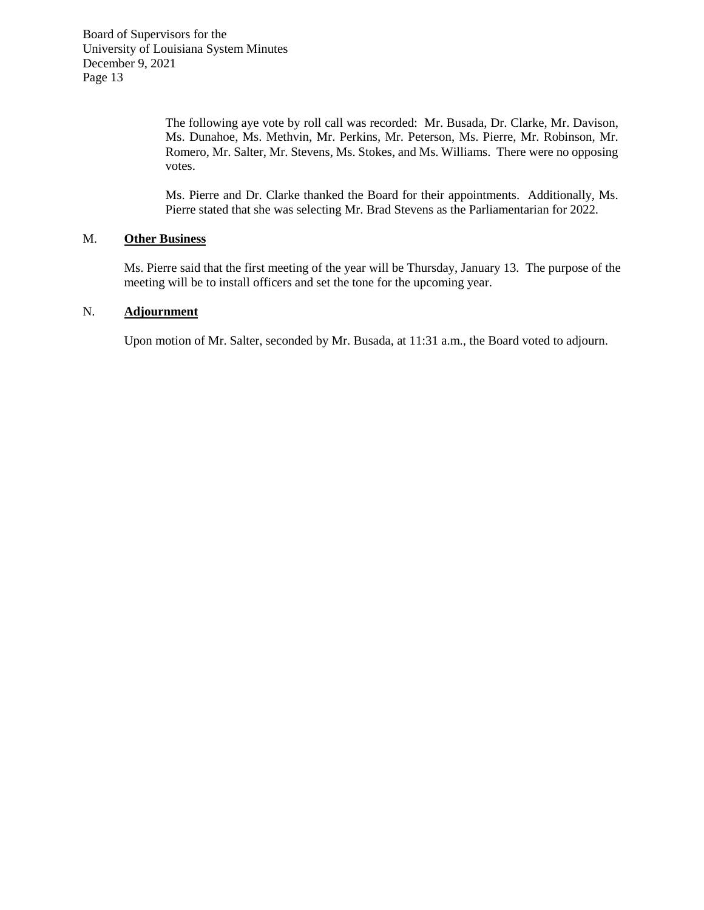The following aye vote by roll call was recorded: Mr. Busada, Dr. Clarke, Mr. Davison, Ms. Dunahoe, Ms. Methvin, Mr. Perkins, Mr. Peterson, Ms. Pierre, Mr. Robinson, Mr. Romero, Mr. Salter, Mr. Stevens, Ms. Stokes, and Ms. Williams. There were no opposing votes.

Ms. Pierre and Dr. Clarke thanked the Board for their appointments. Additionally, Ms. Pierre stated that she was selecting Mr. Brad Stevens as the Parliamentarian for 2022.

## M. **Other Business**

Ms. Pierre said that the first meeting of the year will be Thursday, January 13. The purpose of the meeting will be to install officers and set the tone for the upcoming year.

## N. **Adjournment**

Upon motion of Mr. Salter, seconded by Mr. Busada, at 11:31 a.m., the Board voted to adjourn.